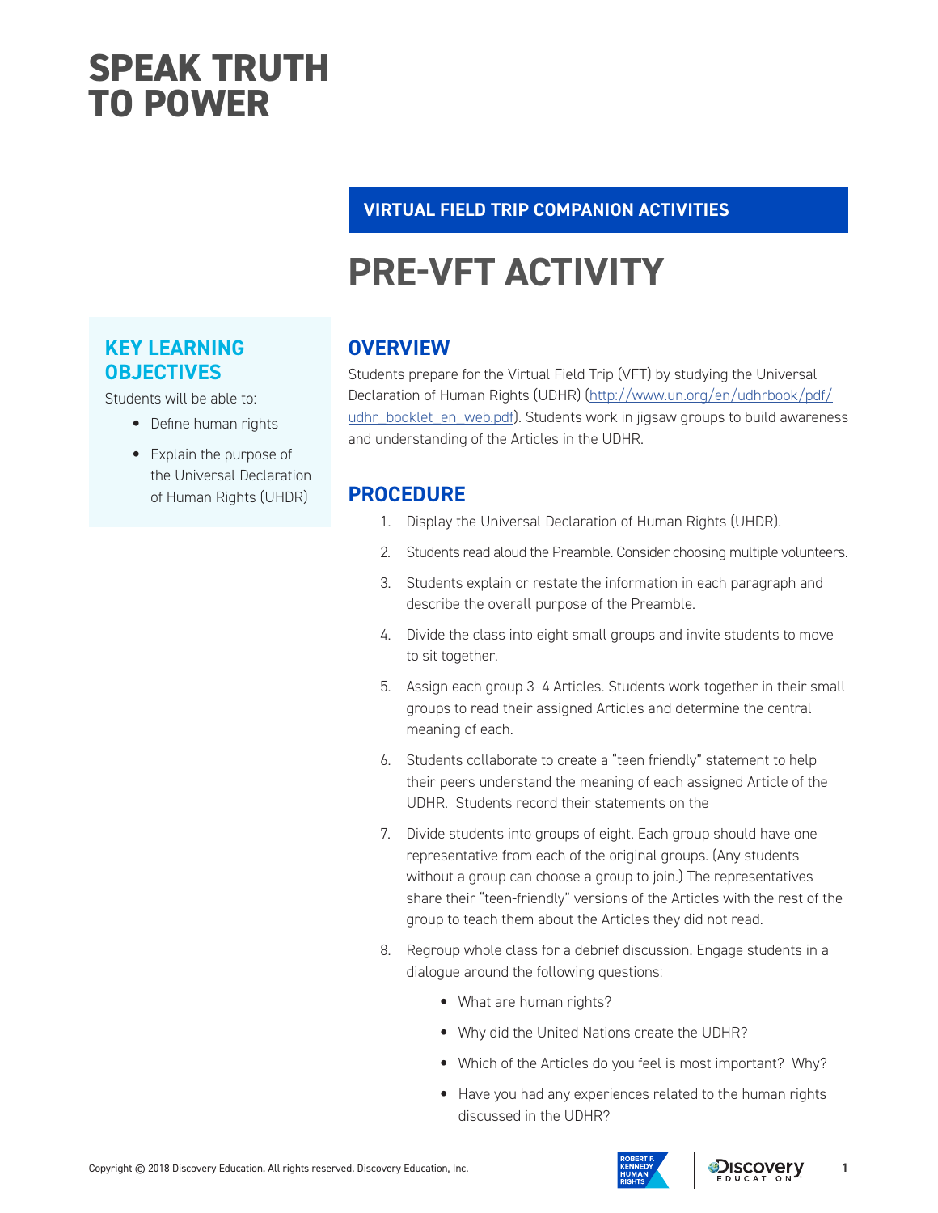# SPEAK TRUTH TO POWER

## VIRTUAL FIELD TRIP COMPANION ACTIVITIES

# PRE-VFT ACTIVITY

### KEY LEARNING OBJECTIVES

Students will be able to:

- Define human rights
- Explain the purpose of the Universal Declaration of Human Rights (UHDR)

### OVERVIEW

Students prepare for the Virtual Field Trip (VFT) by studying the Universal Declaration of Human Rights (UDHR) (http://www.un.org/en/udhrbook/pdf/udhr_booklet_en_web.pdf). Students work in jigsaw groups to build awareness and understanding of the Articles in the UDHR.

### PROCEDURE

1. Display the Universal Declaration of Human Rights (UHDR).
2. Students read aloud the Preamble. Consider choosing multiple volunteers.
3. Students explain or restate the information in each paragraph and describe the overall purpose of the Preamble.
4. Divide the class into eight small groups and invite students to move to sit together.
5. Assign each group 3–4 Articles. Students work together in their small groups to read their assigned Articles and determine the central meaning of each.
6. Students collaborate to create a "teen friendly" statement to help their peers understand the meaning of each assigned Article of the UDHR. Students record their statements on the
7. Divide students into groups of eight. Each group should have one representative from each of the original groups. (Any students without a group can choose a group to join.) The representatives share their "teen-friendly" versions of the Articles with the rest of the group to teach them about the Articles they did not read.
8. Regroup whole class for a debrief discussion. Engage students in a dialogue around the following questions:
   - What are human rights?
   - Why did the United Nations create the UDHR?
   - Which of the Articles do you feel is most important? Why?
   - Have you had any experiences related to the human rights discussed in the UDHR?

Copyright © 2018 Discovery Education. All rights reserved. Discovery Education, Inc.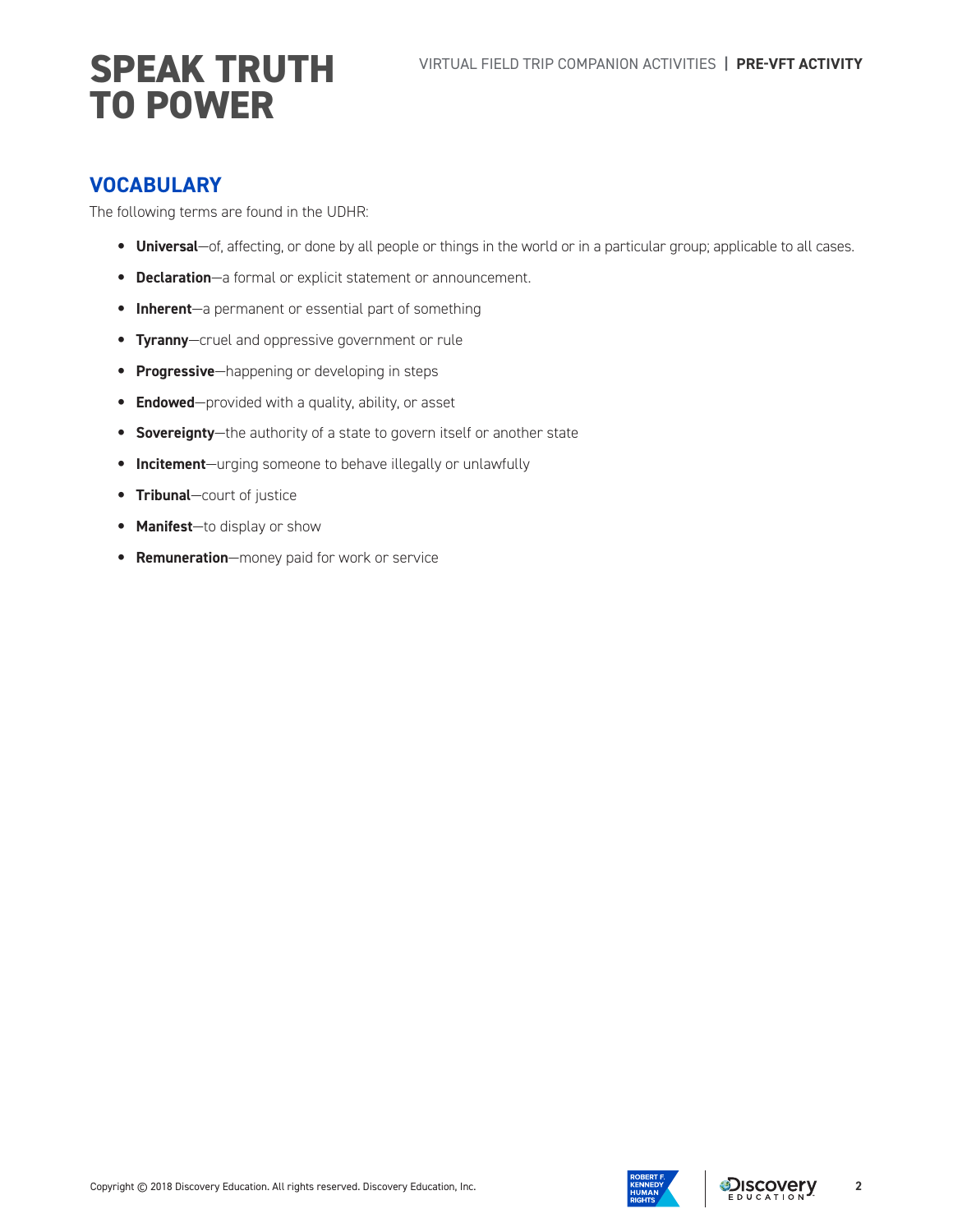## VOCABULARY

The following terms are found in the UDHR:

- **Universal**—of, affecting, or done by all people or things in the world or in a particular group; applicable to all cases.
- **Declaration**—a formal or explicit statement or announcement.
- **Inherent**—a permanent or essential part of something
- **Tyranny**—cruel and oppressive government or rule
- **Progressive**—happening or developing in steps
- **Endowed**—provided with a quality, ability, or asset
- **Sovereignty**—the authority of a state to govern itself or another state
- **Incitement**—urging someone to behave illegally or unlawfully
- **Tribunal**—court of justice
- **Manifest**—to display or show
- **Remuneration**—money paid for work or service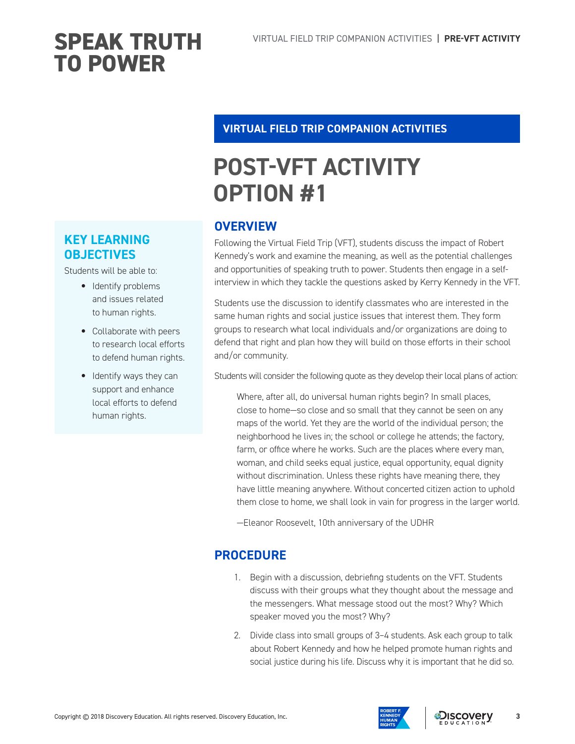## VIRTUAL FIELD TRIP COMPANION ACTIVITIES

# POST-VFT ACTIVITY OPTION #1

### KEY LEARNING OBJECTIVES

Students will be able to:

- Identify problems and issues related to human rights.
- Collaborate with peers to research local efforts to defend human rights.
- Identify ways they can support and enhance local efforts to defend human rights.

## OVERVIEW

Following the Virtual Field Trip (VFT), students discuss the impact of Robert Kennedy's work and examine the meaning, as well as the potential challenges and opportunities of speaking truth to power. Students then engage in a self-interview in which they tackle the questions asked by Kerry Kennedy in the VFT.

Students use the discussion to identify classmates who are interested in the same human rights and social justice issues that interest them. They form groups to research what local individuals and/or organizations are doing to defend that right and plan how they will build on those efforts in their school and/or community.

Students will consider the following quote as they develop their local plans of action:

> Where, after all, do universal human rights begin? In small places, close to home—so close and so small that they cannot be seen on any maps of the world. Yet they are the world of the individual person; the neighborhood he lives in; the school or college he attends; the factory, farm, or office where he works. Such are the places where every man, woman, and child seeks equal justice, equal opportunity, equal dignity without discrimination. Unless these rights have meaning there, they have little meaning anywhere. Without concerted citizen action to uphold them close to home, we shall look in vain for progress in the larger world.
>
> —Eleanor Roosevelt, 10th anniversary of the UDHR

## PROCEDURE

1. Begin with a discussion, debriefing students on the VFT. Students discuss with their groups what they thought about the message and the messengers. What message stood out the most? Why? Which speaker moved you the most? Why?
2. Divide class into small groups of 3–4 students. Ask each group to talk about Robert Kennedy and how he helped promote human rights and social justice during his life. Discuss why it is important that he did so.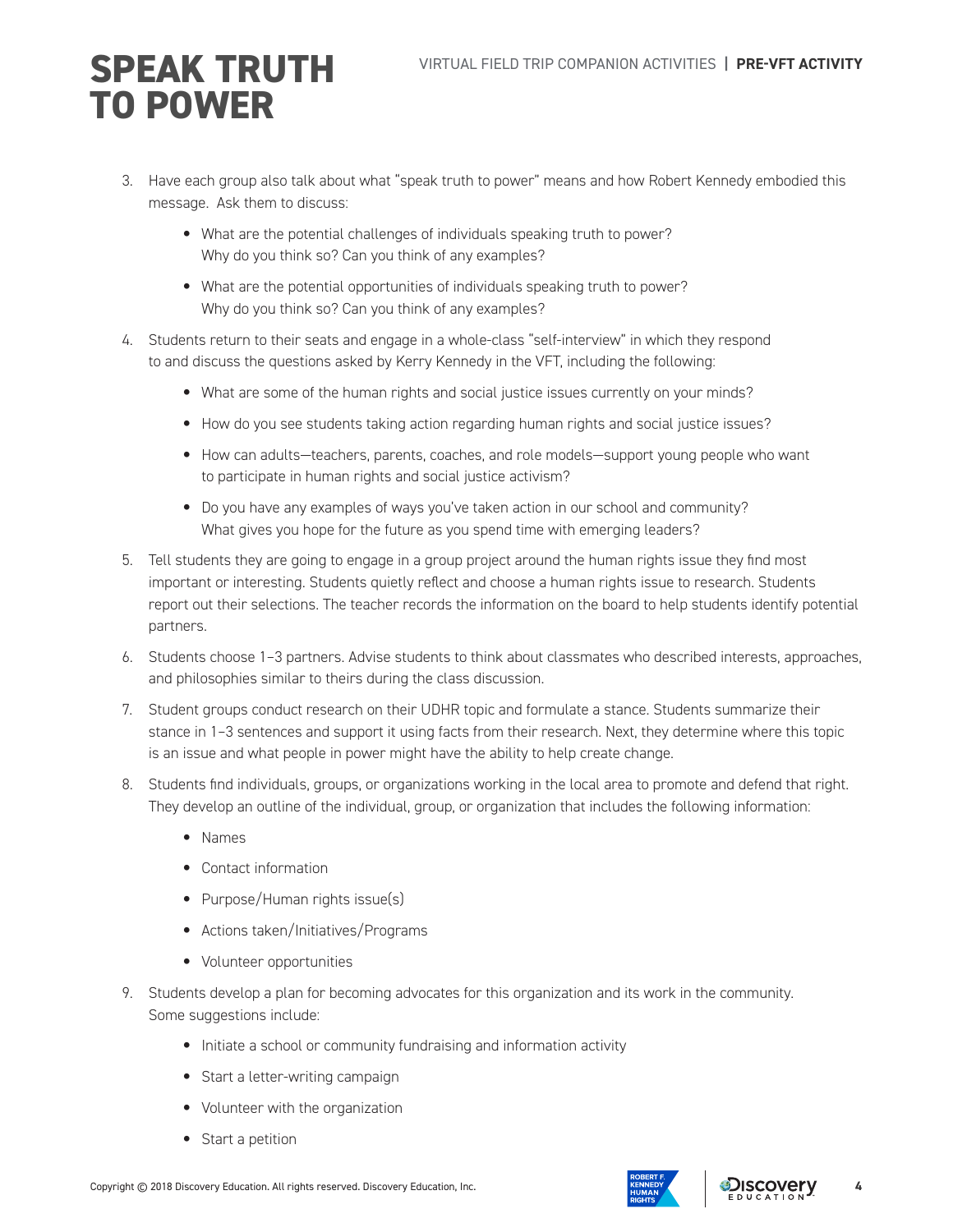# SPEAK TRUTH TO POWER

VIRTUAL FIELD TRIP COMPANION ACTIVITIES | **PRE-VFT ACTIVITY**

3. Have each group also talk about what "speak truth to power" means and how Robert Kennedy embodied this message. Ask them to discuss:
   - What are the potential challenges of individuals speaking truth to power? Why do you think so? Can you think of any examples?
   - What are the potential opportunities of individuals speaking truth to power? Why do you think so? Can you think of any examples?
4. Students return to their seats and engage in a whole-class "self-interview" in which they respond to and discuss the questions asked by Kerry Kennedy in the VFT, including the following:
   - What are some of the human rights and social justice issues currently on your minds?
   - How do you see students taking action regarding human rights and social justice issues?
   - How can adults—teachers, parents, coaches, and role models—support young people who want to participate in human rights and social justice activism?
   - Do you have any examples of ways you've taken action in our school and community? What gives you hope for the future as you spend time with emerging leaders?
5. Tell students they are going to engage in a group project around the human rights issue they find most important or interesting. Students quietly reflect and choose a human rights issue to research. Students report out their selections. The teacher records the information on the board to help students identify potential partners.
6. Students choose 1–3 partners. Advise students to think about classmates who described interests, approaches, and philosophies similar to theirs during the class discussion.
7. Student groups conduct research on their UDHR topic and formulate a stance. Students summarize their stance in 1–3 sentences and support it using facts from their research. Next, they determine where this topic is an issue and what people in power might have the ability to help create change.
8. Students find individuals, groups, or organizations working in the local area to promote and defend that right. They develop an outline of the individual, group, or organization that includes the following information:
   - Names
   - Contact information
   - Purpose/Human rights issue(s)
   - Actions taken/Initiatives/Programs
   - Volunteer opportunities
9. Students develop a plan for becoming advocates for this organization and its work in the community. Some suggestions include:
   - Initiate a school or community fundraising and information activity
   - Start a letter-writing campaign
   - Volunteer with the organization
   - Start a petition

Copyright © 2018 Discovery Education. All rights reserved. Discovery Education, Inc.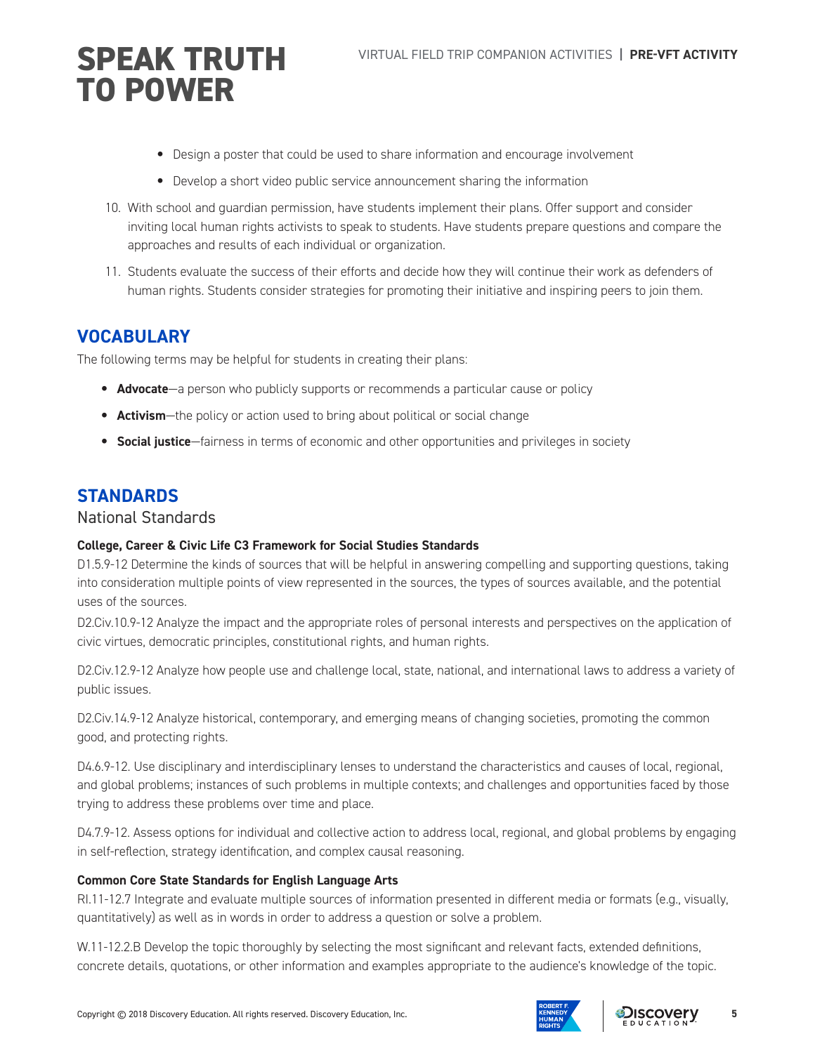- Design a poster that could be used to share information and encourage involvement
- Develop a short video public service announcement sharing the information

10. With school and guardian permission, have students implement their plans. Offer support and consider inviting local human rights activists to speak to students. Have students prepare questions and compare the approaches and results of each individual or organization.
11. Students evaluate the success of their efforts and decide how they will continue their work as defenders of human rights. Students consider strategies for promoting their initiative and inspiring peers to join them.

## VOCABULARY

The following terms may be helpful for students in creating their plans:

- **Advocate**—a person who publicly supports or recommends a particular cause or policy
- **Activism**—the policy or action used to bring about political or social change
- **Social justice**—fairness in terms of economic and other opportunities and privileges in society

## STANDARDS

### National Standards

**College, Career & Civic Life C3 Framework for Social Studies Standards**

D1.5.9-12 Determine the kinds of sources that will be helpful in answering compelling and supporting questions, taking into consideration multiple points of view represented in the sources, the types of sources available, and the potential uses of the sources.

D2.Civ.10.9-12 Analyze the impact and the appropriate roles of personal interests and perspectives on the application of civic virtues, democratic principles, constitutional rights, and human rights.

D2.Civ.12.9-12 Analyze how people use and challenge local, state, national, and international laws to address a variety of public issues.

D2.Civ.14.9-12 Analyze historical, contemporary, and emerging means of changing societies, promoting the common good, and protecting rights.

D4.6.9-12. Use disciplinary and interdisciplinary lenses to understand the characteristics and causes of local, regional, and global problems; instances of such problems in multiple contexts; and challenges and opportunities faced by those trying to address these problems over time and place.

D4.7.9-12. Assess options for individual and collective action to address local, regional, and global problems by engaging in self-reflection, strategy identification, and complex causal reasoning.

**Common Core State Standards for English Language Arts**

RI.11-12.7 Integrate and evaluate multiple sources of information presented in different media or formats (e.g., visually, quantitatively) as well as in words in order to address a question or solve a problem.

W.11-12.2.B Develop the topic thoroughly by selecting the most significant and relevant facts, extended definitions, concrete details, quotations, or other information and examples appropriate to the audience's knowledge of the topic.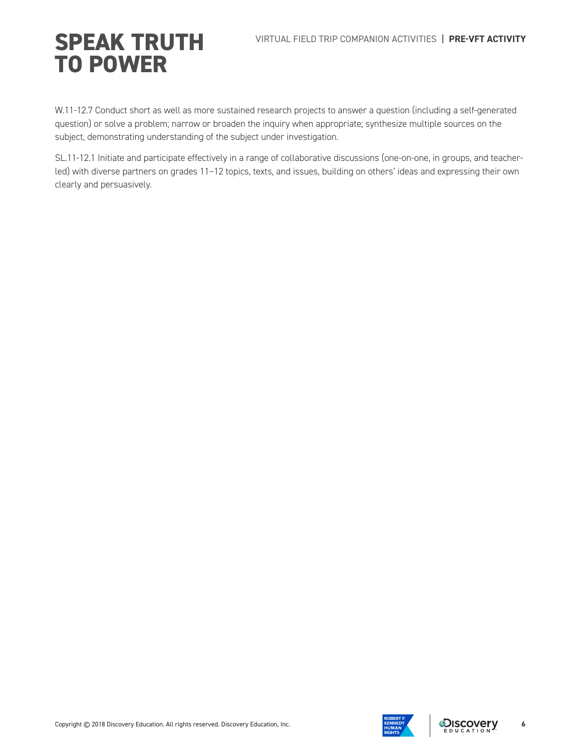W.11-12.7 Conduct short as well as more sustained research projects to answer a question (including a self-generated question) or solve a problem; narrow or broaden the inquiry when appropriate; synthesize multiple sources on the subject, demonstrating understanding of the subject under investigation.

SL.11-12.1 Initiate and participate effectively in a range of collaborative discussions (one-on-one, in groups, and teacher-led) with diverse partners on grades 11–12 topics, texts, and issues, building on others' ideas and expressing their own clearly and persuasively.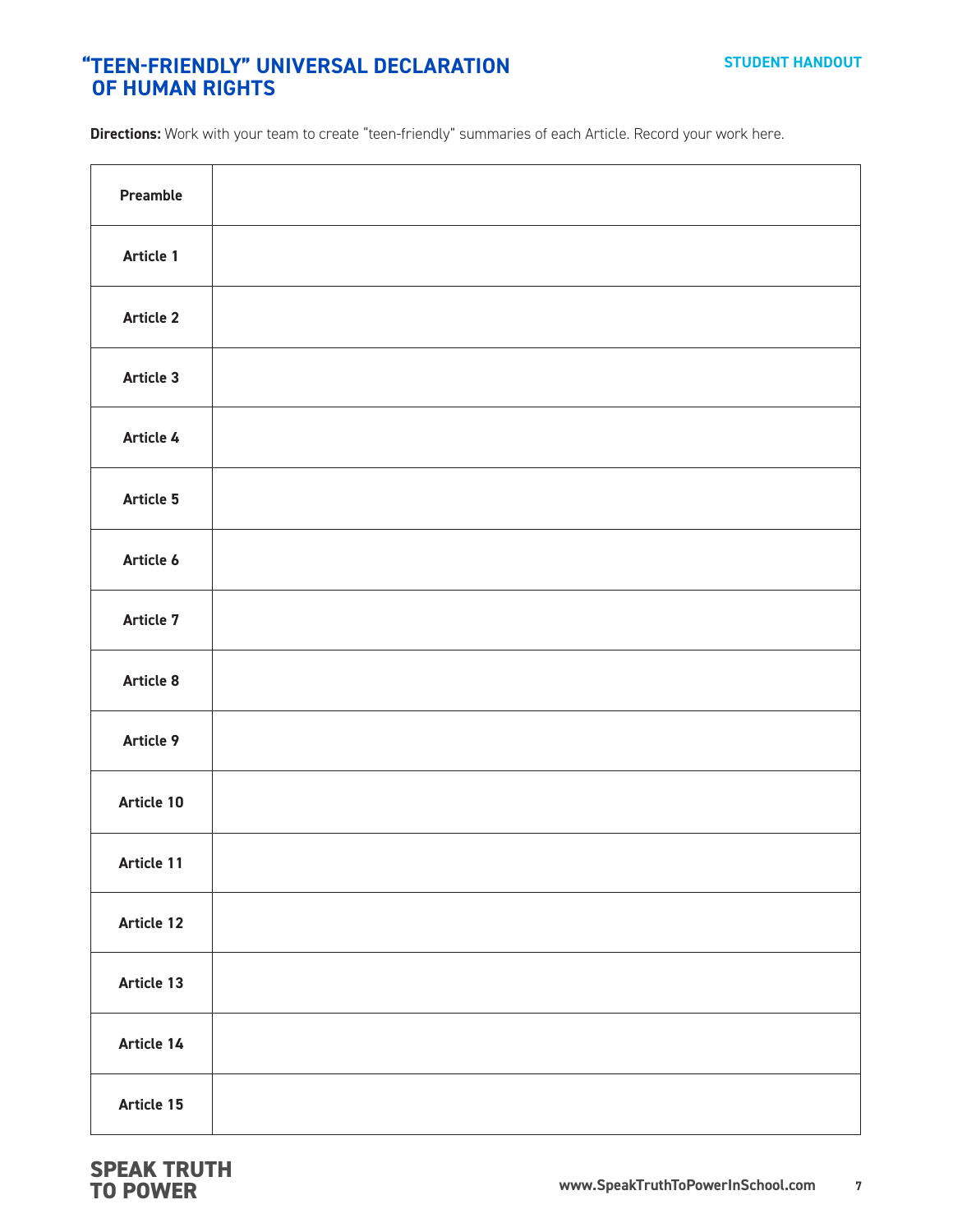# "TEEN-FRIENDLY" UNIVERSAL DECLARATION OF HUMAN RIGHTS

STUDENT HANDOUT

**Directions:** Work with your team to create "teen-friendly" summaries of each Article. Record your work here.

| | |
|---|---|
| **Preamble** | |
| **Article 1** | |
| **Article 2** | |
| **Article 3** | |
| **Article 4** | |
| **Article 5** | |
| **Article 6** | |
| **Article 7** | |
| **Article 8** | |
| **Article 9** | |
| **Article 10** | |
| **Article 11** | |
| **Article 12** | |
| **Article 13** | |
| **Article 14** | |
| **Article 15** | |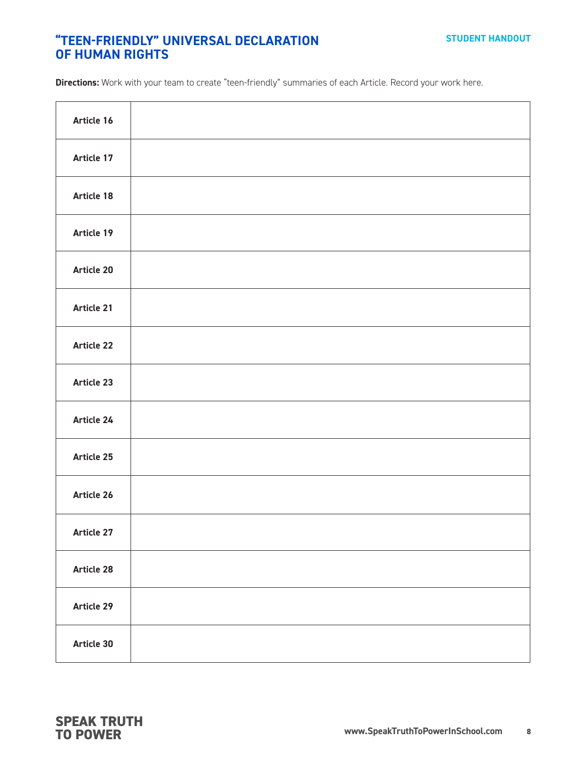# "TEEN-FRIENDLY" UNIVERSAL DECLARATION OF HUMAN RIGHTS

STUDENT HANDOUT

**Directions:** Work with your team to create "teen-friendly" summaries of each Article. Record your work here.

| | |
|---|---|
| **Article 16** | |
| **Article 17** | |
| **Article 18** | |
| **Article 19** | |
| **Article 20** | |
| **Article 21** | |
| **Article 22** | |
| **Article 23** | |
| **Article 24** | |
| **Article 25** | |
| **Article 26** | |
| **Article 27** | |
| **Article 28** | |
| **Article 29** | |
| **Article 30** | |